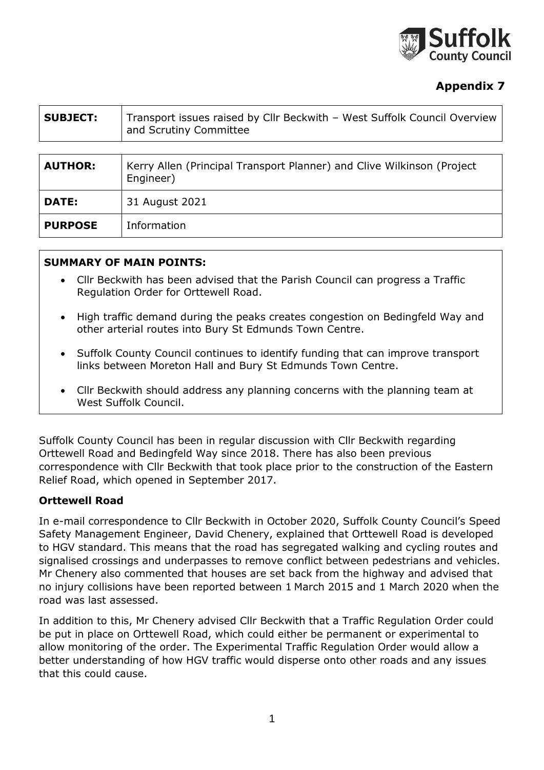**Appendix 7**

| **SUBJECT:** | Transport issues raised by Cllr Beckwith – West Suffolk Council Overview and Scrutiny Committee |
| --- | --- |

| **AUTHOR:** | Kerry Allen (Principal Transport Planner) and Clive Wilkinson (Project Engineer) |
| --- | --- |
| **DATE:** | 31 August 2021 |
| **PURPOSE** | Information |

**SUMMARY OF MAIN POINTS:**

- Cllr Beckwith has been advised that the Parish Council can progress a Traffic Regulation Order for Orttewell Road.
- High traffic demand during the peaks creates congestion on Bedingfeld Way and other arterial routes into Bury St Edmunds Town Centre.
- Suffolk County Council continues to identify funding that can improve transport links between Moreton Hall and Bury St Edmunds Town Centre.
- Cllr Beckwith should address any planning concerns with the planning team at West Suffolk Council.

Suffolk County Council has been in regular discussion with Cllr Beckwith regarding Orttewell Road and Bedingfeld Way since 2018. There has also been previous correspondence with Cllr Beckwith that took place prior to the construction of the Eastern Relief Road, which opened in September 2017.

### Orttewell Road

In e-mail correspondence to Cllr Beckwith in October 2020, Suffolk County Council's Speed Safety Management Engineer, David Chenery, explained that Orttewell Road is developed to HGV standard. This means that the road has segregated walking and cycling routes and signalised crossings and underpasses to remove conflict between pedestrians and vehicles. Mr Chenery also commented that houses are set back from the highway and advised that no injury collisions have been reported between 1 March 2015 and 1 March 2020 when the road was last assessed.

In addition to this, Mr Chenery advised Cllr Beckwith that a Traffic Regulation Order could be put in place on Orttewell Road, which could either be permanent or experimental to allow monitoring of the order. The Experimental Traffic Regulation Order would allow a better understanding of how HGV traffic would disperse onto other roads and any issues that this could cause.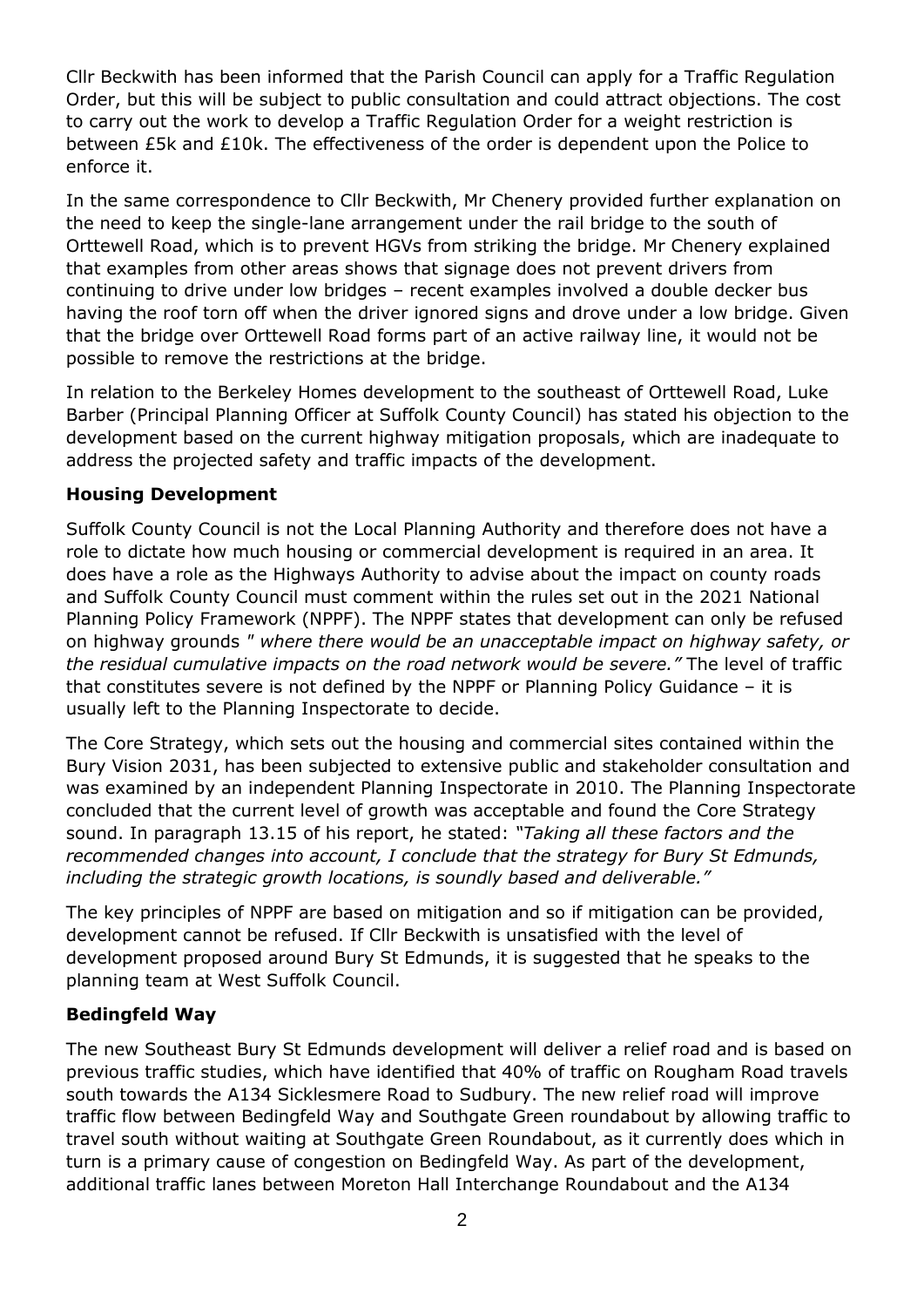Cllr Beckwith has been informed that the Parish Council can apply for a Traffic Regulation Order, but this will be subject to public consultation and could attract objections. The cost to carry out the work to develop a Traffic Regulation Order for a weight restriction is between £5k and £10k. The effectiveness of the order is dependent upon the Police to enforce it.

In the same correspondence to Cllr Beckwith, Mr Chenery provided further explanation on the need to keep the single-lane arrangement under the rail bridge to the south of Orttewell Road, which is to prevent HGVs from striking the bridge. Mr Chenery explained that examples from other areas shows that signage does not prevent drivers from continuing to drive under low bridges – recent examples involved a double decker bus having the roof torn off when the driver ignored signs and drove under a low bridge. Given that the bridge over Orttewell Road forms part of an active railway line, it would not be possible to remove the restrictions at the bridge.

In relation to the Berkeley Homes development to the southeast of Orttewell Road, Luke Barber (Principal Planning Officer at Suffolk County Council) has stated his objection to the development based on the current highway mitigation proposals, which are inadequate to address the projected safety and traffic impacts of the development.

**Housing Development**

Suffolk County Council is not the Local Planning Authority and therefore does not have a role to dictate how much housing or commercial development is required in an area. It does have a role as the Highways Authority to advise about the impact on county roads and Suffolk County Council must comment within the rules set out in the 2021 National Planning Policy Framework (NPPF). The NPPF states that development can only be refused on highway grounds *" where there would be an unacceptable impact on highway safety, or the residual cumulative impacts on the road network would be severe."* The level of traffic that constitutes severe is not defined by the NPPF or Planning Policy Guidance – it is usually left to the Planning Inspectorate to decide.

The Core Strategy, which sets out the housing and commercial sites contained within the Bury Vision 2031, has been subjected to extensive public and stakeholder consultation and was examined by an independent Planning Inspectorate in 2010. The Planning Inspectorate concluded that the current level of growth was acceptable and found the Core Strategy sound. In paragraph 13.15 of his report, he stated: *"Taking all these factors and the recommended changes into account, I conclude that the strategy for Bury St Edmunds, including the strategic growth locations, is soundly based and deliverable."*

The key principles of NPPF are based on mitigation and so if mitigation can be provided, development cannot be refused. If Cllr Beckwith is unsatisfied with the level of development proposed around Bury St Edmunds, it is suggested that he speaks to the planning team at West Suffolk Council.

**Bedingfeld Way**

The new Southeast Bury St Edmunds development will deliver a relief road and is based on previous traffic studies, which have identified that 40% of traffic on Rougham Road travels south towards the A134 Sicklesmere Road to Sudbury. The new relief road will improve traffic flow between Bedingfeld Way and Southgate Green roundabout by allowing traffic to travel south without waiting at Southgate Green Roundabout, as it currently does which in turn is a primary cause of congestion on Bedingfeld Way. As part of the development, additional traffic lanes between Moreton Hall Interchange Roundabout and the A134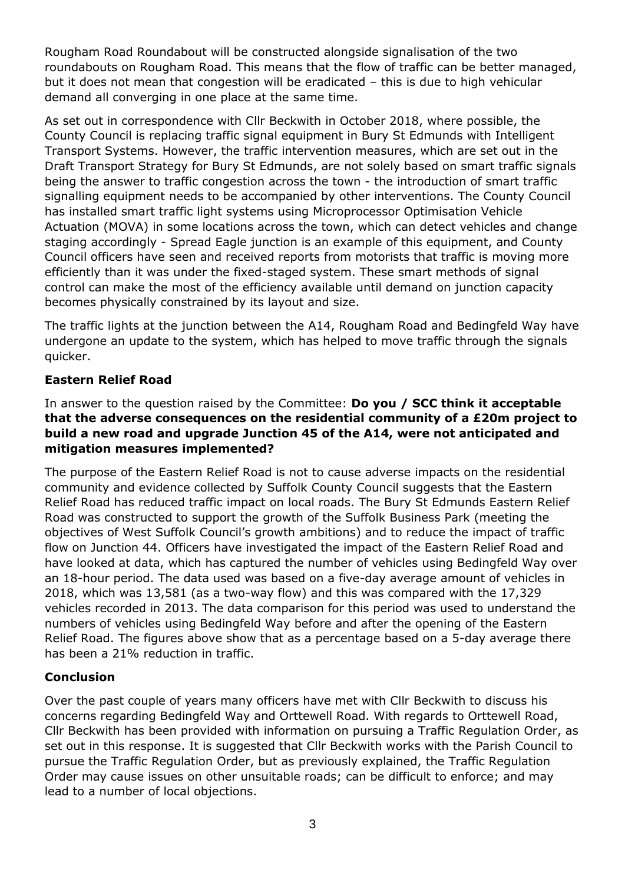Rougham Road Roundabout will be constructed alongside signalisation of the two roundabouts on Rougham Road. This means that the flow of traffic can be better managed, but it does not mean that congestion will be eradicated – this is due to high vehicular demand all converging in one place at the same time.

As set out in correspondence with Cllr Beckwith in October 2018, where possible, the County Council is replacing traffic signal equipment in Bury St Edmunds with Intelligent Transport Systems. However, the traffic intervention measures, which are set out in the Draft Transport Strategy for Bury St Edmunds, are not solely based on smart traffic signals being the answer to traffic congestion across the town - the introduction of smart traffic signalling equipment needs to be accompanied by other interventions. The County Council has installed smart traffic light systems using Microprocessor Optimisation Vehicle Actuation (MOVA) in some locations across the town, which can detect vehicles and change staging accordingly - Spread Eagle junction is an example of this equipment, and County Council officers have seen and received reports from motorists that traffic is moving more efficiently than it was under the fixed-staged system. These smart methods of signal control can make the most of the efficiency available until demand on junction capacity becomes physically constrained by its layout and size.

The traffic lights at the junction between the A14, Rougham Road and Bedingfeld Way have undergone an update to the system, which has helped to move traffic through the signals quicker.

### Eastern Relief Road

In answer to the question raised by the Committee: **Do you / SCC think it acceptable that the adverse consequences on the residential community of a £20m project to build a new road and upgrade Junction 45 of the A14, were not anticipated and mitigation measures implemented?**

The purpose of the Eastern Relief Road is not to cause adverse impacts on the residential community and evidence collected by Suffolk County Council suggests that the Eastern Relief Road has reduced traffic impact on local roads. The Bury St Edmunds Eastern Relief Road was constructed to support the growth of the Suffolk Business Park (meeting the objectives of West Suffolk Council's growth ambitions) and to reduce the impact of traffic flow on Junction 44. Officers have investigated the impact of the Eastern Relief Road and have looked at data, which has captured the number of vehicles using Bedingfeld Way over an 18-hour period. The data used was based on a five-day average amount of vehicles in 2018, which was 13,581 (as a two-way flow) and this was compared with the 17,329 vehicles recorded in 2013. The data comparison for this period was used to understand the numbers of vehicles using Bedingfeld Way before and after the opening of the Eastern Relief Road. The figures above show that as a percentage based on a 5-day average there has been a 21% reduction in traffic.

### Conclusion

Over the past couple of years many officers have met with Cllr Beckwith to discuss his concerns regarding Bedingfeld Way and Orttewell Road. With regards to Orttewell Road, Cllr Beckwith has been provided with information on pursuing a Traffic Regulation Order, as set out in this response. It is suggested that Cllr Beckwith works with the Parish Council to pursue the Traffic Regulation Order, but as previously explained, the Traffic Regulation Order may cause issues on other unsuitable roads; can be difficult to enforce; and may lead to a number of local objections.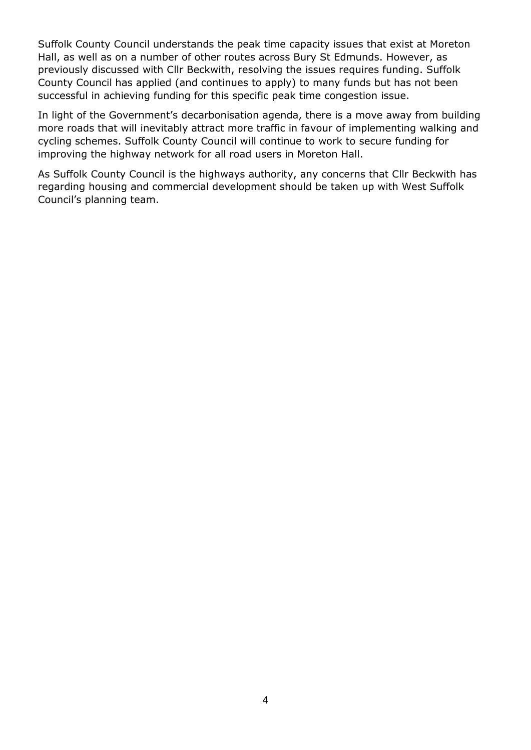Suffolk County Council understands the peak time capacity issues that exist at Moreton Hall, as well as on a number of other routes across Bury St Edmunds. However, as previously discussed with Cllr Beckwith, resolving the issues requires funding. Suffolk County Council has applied (and continues to apply) to many funds but has not been successful in achieving funding for this specific peak time congestion issue.

In light of the Government's decarbonisation agenda, there is a move away from building more roads that will inevitably attract more traffic in favour of implementing walking and cycling schemes. Suffolk County Council will continue to work to secure funding for improving the highway network for all road users in Moreton Hall.

As Suffolk County Council is the highways authority, any concerns that Cllr Beckwith has regarding housing and commercial development should be taken up with West Suffolk Council's planning team.